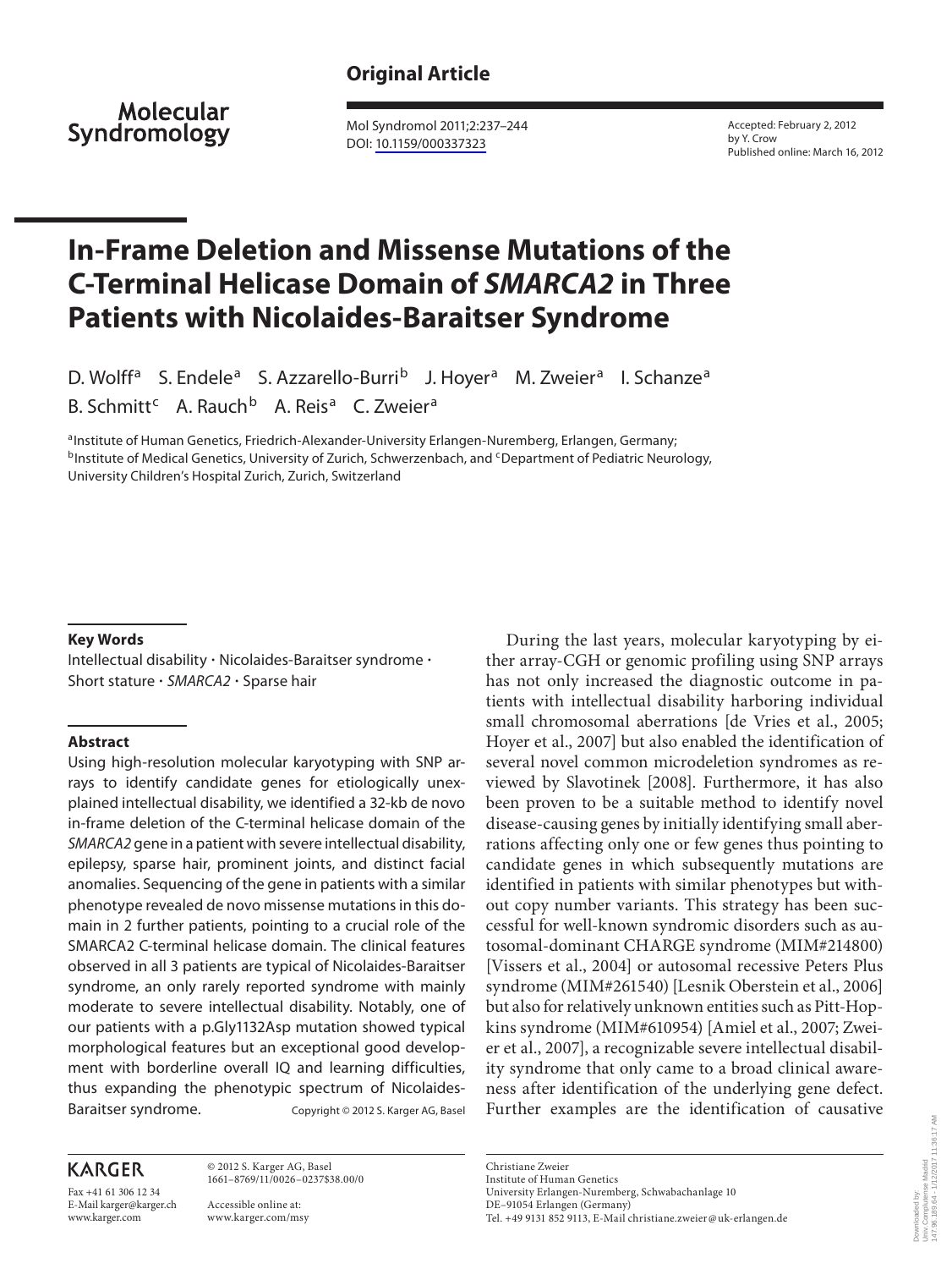Original Article

Molecular Syndromology

Mol Syndromol 2011;2:237–244
DOI: 10.1159/000337323

Accepted: February 2, 2012
by Y. Crow
Published online: March 16, 2012

# In-Frame Deletion and Missense Mutations of the C-Terminal Helicase Domain of *SMARCA2* in Three Patients with Nicolaides-Baraitser Syndrome

D. Wolff[a] S. Endele[a] S. Azzarello-Burri[b] J. Hoyer[a] M. Zweier[a] I. Schanze[a] B. Schmitt[c] A. Rauch[b] A. Reis[a] C. Zweier[a]

[a]Institute of Human Genetics, Friedrich-Alexander-University Erlangen-Nuremberg, Erlangen, Germany; [b]Institute of Medical Genetics, University of Zurich, Schwerzenbach, and [c]Department of Pediatric Neurology, University Children's Hospital Zurich, Zurich, Switzerland

## Key Words

Intellectual disability · Nicolaides-Baraitser syndrome · Short stature · *SMARCA2* · Sparse hair

## Abstract

Using high-resolution molecular karyotyping with SNP arrays to identify candidate genes for etiologically unexplained intellectual disability, we identified a 32-kb de novo in-frame deletion of the C-terminal helicase domain of the *SMARCA2* gene in a patient with severe intellectual disability, epilepsy, sparse hair, prominent joints, and distinct facial anomalies. Sequencing of the gene in patients with a similar phenotype revealed de novo missense mutations in this domain in 2 further patients, pointing to a crucial role of the SMARCA2 C-terminal helicase domain. The clinical features observed in all 3 patients are typical of Nicolaides-Baraitser syndrome, an only rarely reported syndrome with mainly moderate to severe intellectual disability. Notably, one of our patients with a p.Gly1132Asp mutation showed typical morphological features but an exceptional good development with borderline overall IQ and learning difficulties, thus expanding the phenotypic spectrum of Nicolaides-Baraitser syndrome.

Copyright © 2012 S. Karger AG, Basel

During the last years, molecular karyotyping by either array-CGH or genomic profiling using SNP arrays has not only increased the diagnostic outcome in patients with intellectual disability harboring individual small chromosomal aberrations [de Vries et al., 2005; Hoyer et al., 2007] but also enabled the identification of several novel common microdeletion syndromes as reviewed by Slavotinek [2008]. Furthermore, it has also been proven to be a suitable method to identify novel disease-causing genes by initially identifying small aberrations affecting only one or few genes thus pointing to candidate genes in which subsequently mutations are identified in patients with similar phenotypes but without copy number variants. This strategy has been successful for well-known syndromic disorders such as autosomal-dominant CHARGE syndrome (MIM#214800) [Vissers et al., 2004] or autosomal recessive Peters Plus syndrome (MIM#261540) [Lesnik Oberstein et al., 2006] but also for relatively unknown entities such as Pitt-Hopkins syndrome (MIM#610954) [Amiel et al., 2007; Zweier et al., 2007], a recognizable severe intellectual disability syndrome that only came to a broad clinical awareness after identification of the underlying gene defect. Further examples are the identification of causative

KARGER

Fax +41 61 306 12 34
E-Mail karger@karger.ch
www.karger.com

© 2012 S. Karger AG, Basel
1661–8769/11/0026–0237$38.00/0

Accessible online at:
www.karger.com/msy

Christiane Zweier
Institute of Human Genetics
University Erlangen-Nuremberg, Schwabachanlage 10
DE–91054 Erlangen (Germany)
Tel. +49 9131 852 9113, E-Mail christiane.zweier@uk-erlangen.de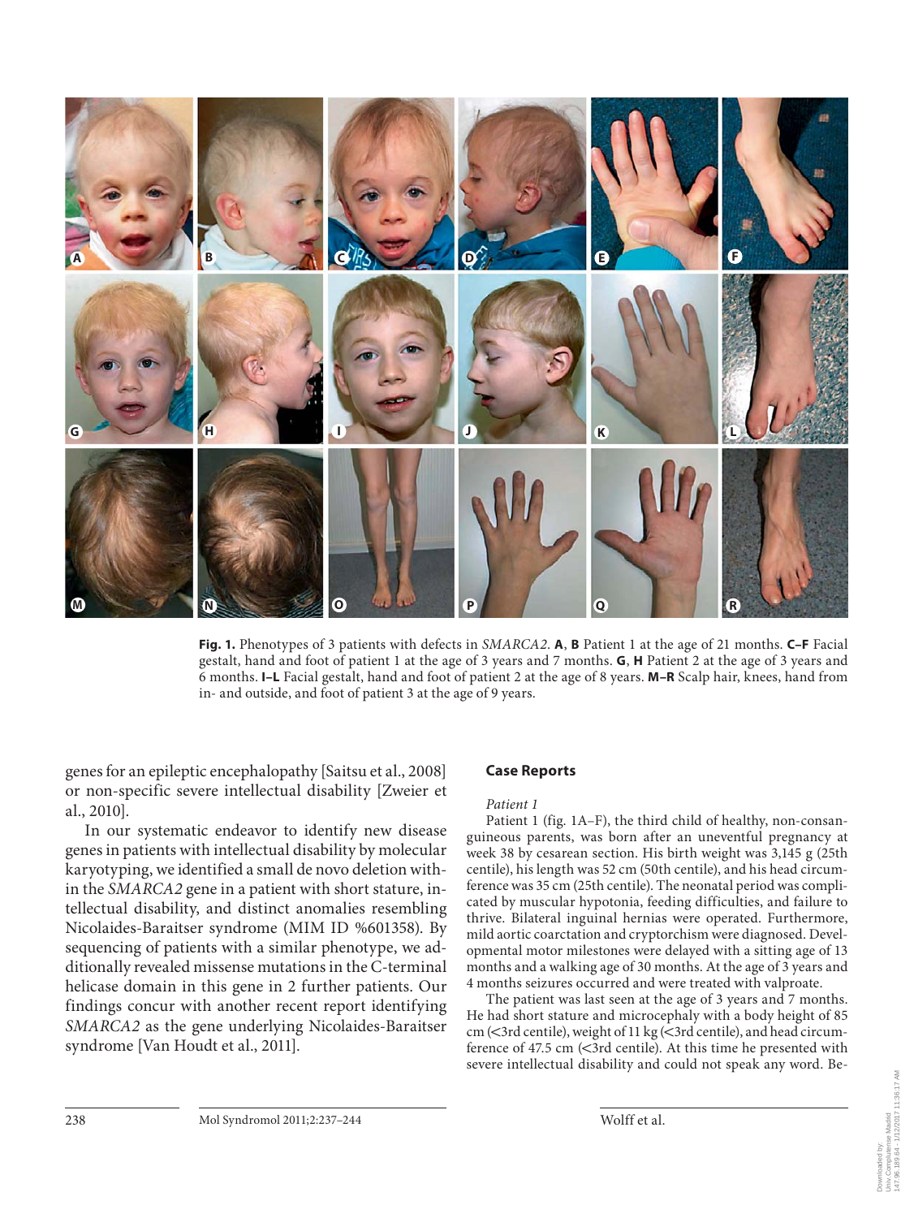**Fig. 1.** Phenotypes of 3 patients with defects in *SMARCA2*. **A**, **B** Patient 1 at the age of 21 months. **C–F** Facial gestalt, hand and foot of patient 1 at the age of 3 years and 7 months. **G**, **H** Patient 2 at the age of 3 years and 6 months. **I–L** Facial gestalt, hand and foot of patient 2 at the age of 8 years. **M–R** Scalp hair, knees, hand from in- and outside, and foot of patient 3 at the age of 9 years.

genes for an epileptic encephalopathy [Saitsu et al., 2008] or non-specific severe intellectual disability [Zweier et al., 2010].

In our systematic endeavor to identify new disease genes in patients with intellectual disability by molecular karyotyping, we identified a small de novo deletion within the *SMARCA2* gene in a patient with short stature, intellectual disability, and distinct anomalies resembling Nicolaides-Baraitser syndrome (MIM ID %601358). By sequencing of patients with a similar phenotype, we additionally revealed missense mutations in the C-terminal helicase domain in this gene in 2 further patients. Our findings concur with another recent report identifying *SMARCA2* as the gene underlying Nicolaides-Baraitser syndrome [Van Houdt et al., 2011].

## Case Reports

*Patient 1*

Patient 1 (fig. 1A–F), the third child of healthy, non-consanguineous parents, was born after an uneventful pregnancy at week 38 by cesarean section. His birth weight was 3,145 g (25th centile), his length was 52 cm (50th centile), and his head circumference was 35 cm (25th centile). The neonatal period was complicated by muscular hypotonia, feeding difficulties, and failure to thrive. Bilateral inguinal hernias were operated. Furthermore, mild aortic coarctation and cryptorchism were diagnosed. Developmental motor milestones were delayed with a sitting age of 13 months and a walking age of 30 months. At the age of 3 years and 4 months seizures occurred and were treated with valproate.

The patient was last seen at the age of 3 years and 7 months. He had short stature and microcephaly with a body height of 85 cm (<3rd centile), weight of 11 kg (<3rd centile), and head circumference of 47.5 cm (<3rd centile). At this time he presented with severe intellectual disability and could not speak any word. Be-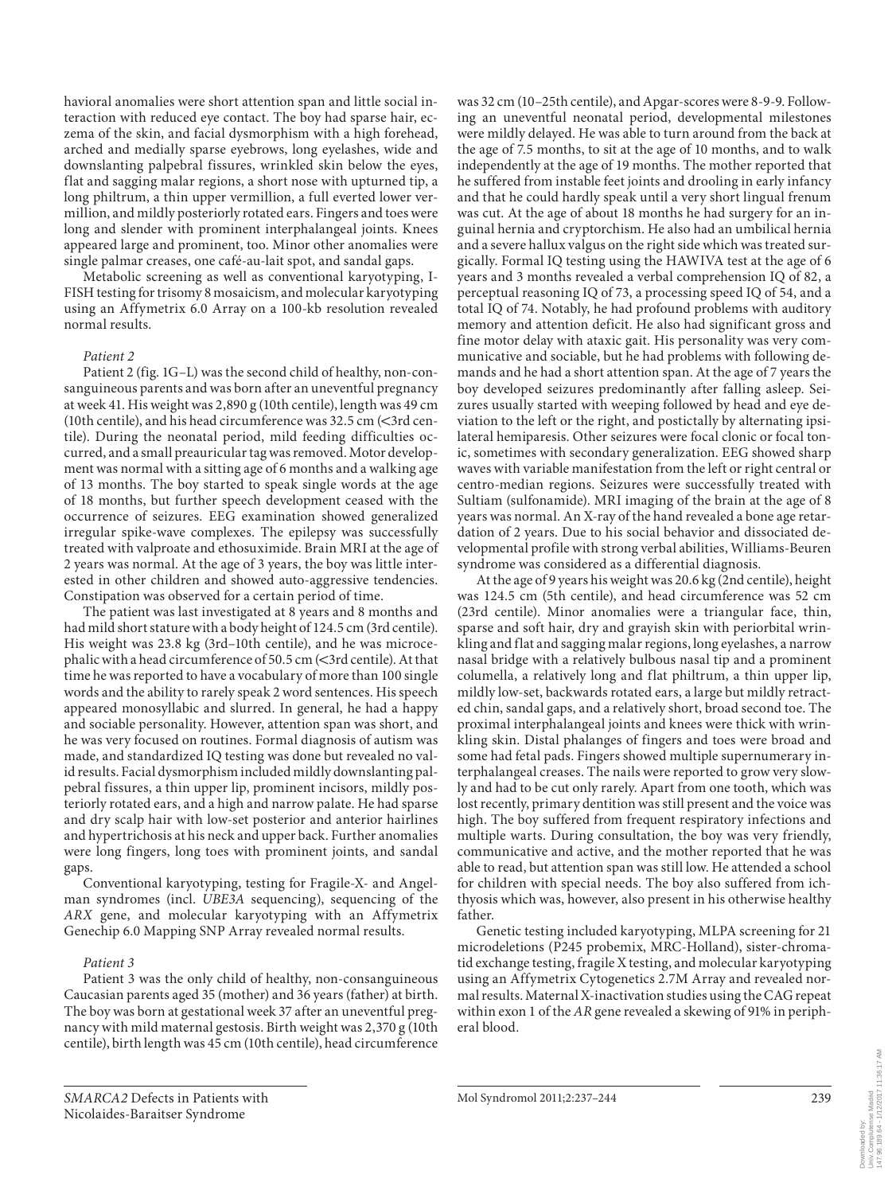havioral anomalies were short attention span and little social interaction with reduced eye contact. The boy had sparse hair, eczema of the skin, and facial dysmorphism with a high forehead, arched and medially sparse eyebrows, long eyelashes, wide and downslanting palpebral fissures, wrinkled skin below the eyes, flat and sagging malar regions, a short nose with upturned tip, a long philtrum, a thin upper vermillion, a full everted lower vermillion, and mildly posteriorly rotated ears. Fingers and toes were long and slender with prominent interphalangeal joints. Knees appeared large and prominent, too. Minor other anomalies were single palmar creases, one café-au-lait spot, and sandal gaps.

Metabolic screening as well as conventional karyotyping, I-FISH testing for trisomy 8 mosaicism, and molecular karyotyping using an Affymetrix 6.0 Array on a 100-kb resolution revealed normal results.

*Patient 2*

Patient 2 (fig. 1G–L) was the second child of healthy, non-consanguineous parents and was born after an uneventful pregnancy at week 41. His weight was 2,890 g (10th centile), length was 49 cm (10th centile), and his head circumference was 32.5 cm (<3rd centile). During the neonatal period, mild feeding difficulties occurred, and a small preauricular tag was removed. Motor development was normal with a sitting age of 6 months and a walking age of 13 months. The boy started to speak single words at the age of 18 months, but further speech development ceased with the occurrence of seizures. EEG examination showed generalized irregular spike-wave complexes. The epilepsy was successfully treated with valproate and ethosuximide. Brain MRI at the age of 2 years was normal. At the age of 3 years, the boy was little interested in other children and showed auto-aggressive tendencies. Constipation was observed for a certain period of time.

The patient was last investigated at 8 years and 8 months and had mild short stature with a body height of 124.5 cm (3rd centile). His weight was 23.8 kg (3rd–10th centile), and he was microcephalic with a head circumference of 50.5 cm (<3rd centile). At that time he was reported to have a vocabulary of more than 100 single words and the ability to rarely speak 2 word sentences. His speech appeared monosyllabic and slurred. In general, he had a happy and sociable personality. However, attention span was short, and he was very focused on routines. Formal diagnosis of autism was made, and standardized IQ testing was done but revealed no valid results. Facial dysmorphism included mildly downslanting palpebral fissures, a thin upper lip, prominent incisors, mildly posteriorly rotated ears, and a high and narrow palate. He had sparse and dry scalp hair with low-set posterior and anterior hairlines and hypertrichosis at his neck and upper back. Further anomalies were long fingers, long toes with prominent joints, and sandal gaps.

Conventional karyotyping, testing for Fragile-X- and Angelman syndromes (incl. *UBE3A* sequencing), sequencing of the *ARX* gene, and molecular karyotyping with an Affymetrix Genechip 6.0 Mapping SNP Array revealed normal results.

*Patient 3*

Patient 3 was the only child of healthy, non-consanguineous Caucasian parents aged 35 (mother) and 36 years (father) at birth. The boy was born at gestational week 37 after an uneventful pregnancy with mild maternal gestosis. Birth weight was 2,370 g (10th centile), birth length was 45 cm (10th centile), head circumference was 32 cm (10–25th centile), and Apgar-scores were 8-9-9. Following an uneventful neonatal period, developmental milestones were mildly delayed. He was able to turn around from the back at the age of 7.5 months, to sit at the age of 10 months, and to walk independently at the age of 19 months. The mother reported that he suffered from instable feet joints and drooling in early infancy and that he could hardly speak until a very short lingual frenum was cut. At the age of about 18 months he had surgery for an inguinal hernia and cryptorchism. He also had an umbilical hernia and a severe hallux valgus on the right side which was treated surgically. Formal IQ testing using the HAWIVA test at the age of 6 years and 3 months revealed a verbal comprehension IQ of 82, a perceptual reasoning IQ of 73, a processing speed IQ of 54, and a total IQ of 74. Notably, he had profound problems with auditory memory and attention deficit. He also had significant gross and fine motor delay with ataxic gait. His personality was very communicative and sociable, but he had problems with following demands and he had a short attention span. At the age of 7 years the boy developed seizures predominantly after falling asleep. Seizures usually started with weeping followed by head and eye deviation to the left or the right, and postictally by alternating ipsilateral hemiparesis. Other seizures were focal clonic or focal tonic, sometimes with secondary generalization. EEG showed sharp waves with variable manifestation from the left or right central or centro-median regions. Seizures were successfully treated with Sultiam (sulfonamide). MRI imaging of the brain at the age of 8 years was normal. An X-ray of the hand revealed a bone age retardation of 2 years. Due to his social behavior and dissociated developmental profile with strong verbal abilities, Williams-Beuren syndrome was considered as a differential diagnosis.

At the age of 9 years his weight was 20.6 kg (2nd centile), height was 124.5 cm (5th centile), and head circumference was 52 cm (23rd centile). Minor anomalies were a triangular face, thin, sparse and soft hair, dry and grayish skin with periorbital wrinkling and flat and sagging malar regions, long eyelashes, a narrow nasal bridge with a relatively bulbous nasal tip and a prominent columella, a relatively long and flat philtrum, a thin upper lip, mildly low-set, backwards rotated ears, a large but mildly retracted chin, sandal gaps, and a relatively short, broad second toe. The proximal interphalangeal joints and knees were thick with wrinkling skin. Distal phalanges of fingers and toes were broad and some had fetal pads. Fingers showed multiple supernumerary interphalangeal creases. The nails were reported to grow very slowly and had to be cut only rarely. Apart from one tooth, which was lost recently, primary dentition was still present and the voice was high. The boy suffered from frequent respiratory infections and multiple warts. During consultation, the boy was very friendly, communicative and active, and the mother reported that he was able to read, but attention span was still low. He attended a school for children with special needs. The boy also suffered from ichthyosis which was, however, also present in his otherwise healthy father.

Genetic testing included karyotyping, MLPA screening for 21 microdeletions (P245 probemix, MRC-Holland), sister-chromatid exchange testing, fragile X testing, and molecular karyotyping using an Affymetrix Cytogenetics 2.7M Array and revealed normal results. Maternal X-inactivation studies using the CAG repeat within exon 1 of the *AR* gene revealed a skewing of 91% in peripheral blood.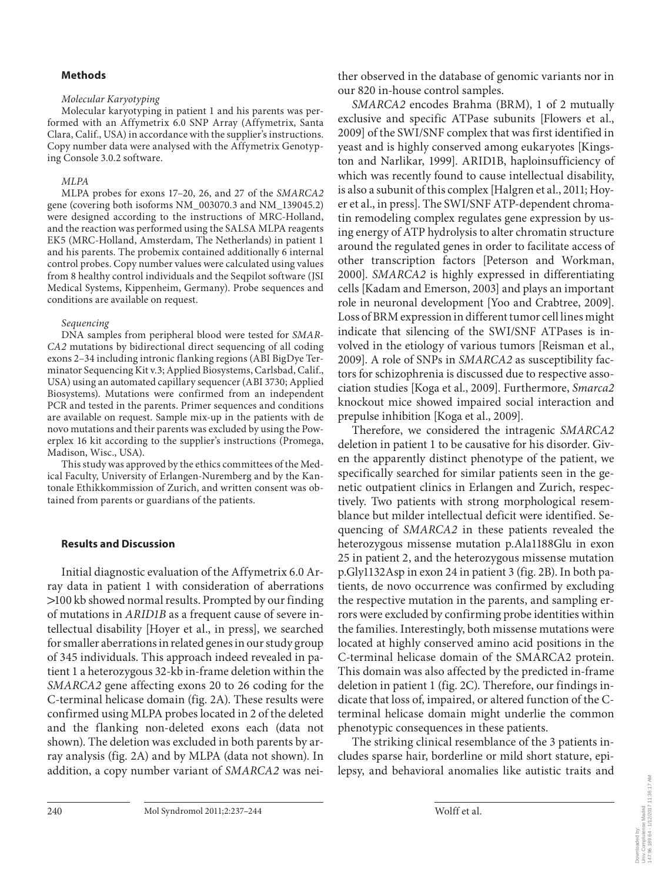## Methods

### *Molecular Karyotyping*

Molecular karyotyping in patient 1 and his parents was performed with an Affymetrix 6.0 SNP Array (Affymetrix, Santa Clara, Calif., USA) in accordance with the supplier's instructions. Copy number data were analysed with the Affymetrix Genotyping Console 3.0.2 software.

### *MLPA*

MLPA probes for exons 17–20, 26, and 27 of the *SMARCA2* gene (covering both isoforms NM_003070.3 and NM_139045.2) were designed according to the instructions of MRC-Holland, and the reaction was performed using the SALSA MLPA reagents EK5 (MRC-Holland, Amsterdam, The Netherlands) in patient 1 and his parents. The probemix contained additionally 6 internal control probes. Copy number values were calculated using values from 8 healthy control individuals and the Seqpilot software (JSI Medical Systems, Kippenheim, Germany). Probe sequences and conditions are available on request.

### *Sequencing*

DNA samples from peripheral blood were tested for *SMARCA2* mutations by bidirectional direct sequencing of all coding exons 2–34 including intronic flanking regions (ABI BigDye Terminator Sequencing Kit v.3; Applied Biosystems, Carlsbad, Calif., USA) using an automated capillary sequencer (ABI 3730; Applied Biosystems). Mutations were confirmed from an independent PCR and tested in the parents. Primer sequences and conditions are available on request. Sample mix-up in the patients with de novo mutations and their parents was excluded by using the Powerplex 16 kit according to the supplier's instructions (Promega, Madison, Wisc., USA).

This study was approved by the ethics committees of the Medical Faculty, University of Erlangen-Nuremberg and by the Kantonale Ethikkommission of Zurich, and written consent was obtained from parents or guardians of the patients.

## Results and Discussion

Initial diagnostic evaluation of the Affymetrix 6.0 Array data in patient 1 with consideration of aberrations >100 kb showed normal results. Prompted by our finding of mutations in *ARID1B* as a frequent cause of severe intellectual disability [Hoyer et al., in press], we searched for smaller aberrations in related genes in our study group of 345 individuals. This approach indeed revealed in patient 1 a heterozygous 32-kb in-frame deletion within the *SMARCA2* gene affecting exons 20 to 26 coding for the C-terminal helicase domain (fig. 2A). These results were confirmed using MLPA probes located in 2 of the deleted and the flanking non-deleted exons each (data not shown). The deletion was excluded in both parents by array analysis (fig. 2A) and by MLPA (data not shown). In addition, a copy number variant of *SMARCA2* was neither observed in the database of genomic variants nor in our 820 in-house control samples.

*SMARCA2* encodes Brahma (BRM), 1 of 2 mutually exclusive and specific ATPase subunits [Flowers et al., 2009] of the SWI/SNF complex that was first identified in yeast and is highly conserved among eukaryotes [Kingston and Narlikar, 1999]. ARID1B, haploinsufficiency of which was recently found to cause intellectual disability, is also a subunit of this complex [Halgren et al., 2011; Hoyer et al., in press]. The SWI/SNF ATP-dependent chromatin remodeling complex regulates gene expression by using energy of ATP hydrolysis to alter chromatin structure around the regulated genes in order to facilitate access of other transcription factors [Peterson and Workman, 2000]. *SMARCA2* is highly expressed in differentiating cells [Kadam and Emerson, 2003] and plays an important role in neuronal development [Yoo and Crabtree, 2009]. Loss of BRM expression in different tumor cell lines might indicate that silencing of the SWI/SNF ATPases is involved in the etiology of various tumors [Reisman et al., 2009]. A role of SNPs in *SMARCA2* as susceptibility factors for schizophrenia is discussed due to respective association studies [Koga et al., 2009]. Furthermore, *Smarca2* knockout mice showed impaired social interaction and prepulse inhibition [Koga et al., 2009].

Therefore, we considered the intragenic *SMARCA2* deletion in patient 1 to be causative for his disorder. Given the apparently distinct phenotype of the patient, we specifically searched for similar patients seen in the genetic outpatient clinics in Erlangen and Zurich, respectively. Two patients with strong morphological resemblance but milder intellectual deficit were identified. Sequencing of *SMARCA2* in these patients revealed the heterozygous missense mutation p.Ala1188Glu in exon 25 in patient 2, and the heterozygous missense mutation p.Gly1132Asp in exon 24 in patient 3 (fig. 2B). In both patients, de novo occurrence was confirmed by excluding the respective mutation in the parents, and sampling errors were excluded by confirming probe identities within the families. Interestingly, both missense mutations were located at highly conserved amino acid positions in the C-terminal helicase domain of the SMARCA2 protein. This domain was also affected by the predicted in-frame deletion in patient 1 (fig. 2C). Therefore, our findings indicate that loss of, impaired, or altered function of the C-terminal helicase domain might underlie the common phenotypic consequences in these patients.

The striking clinical resemblance of the 3 patients includes sparse hair, borderline or mild short stature, epilepsy, and behavioral anomalies like autistic traits and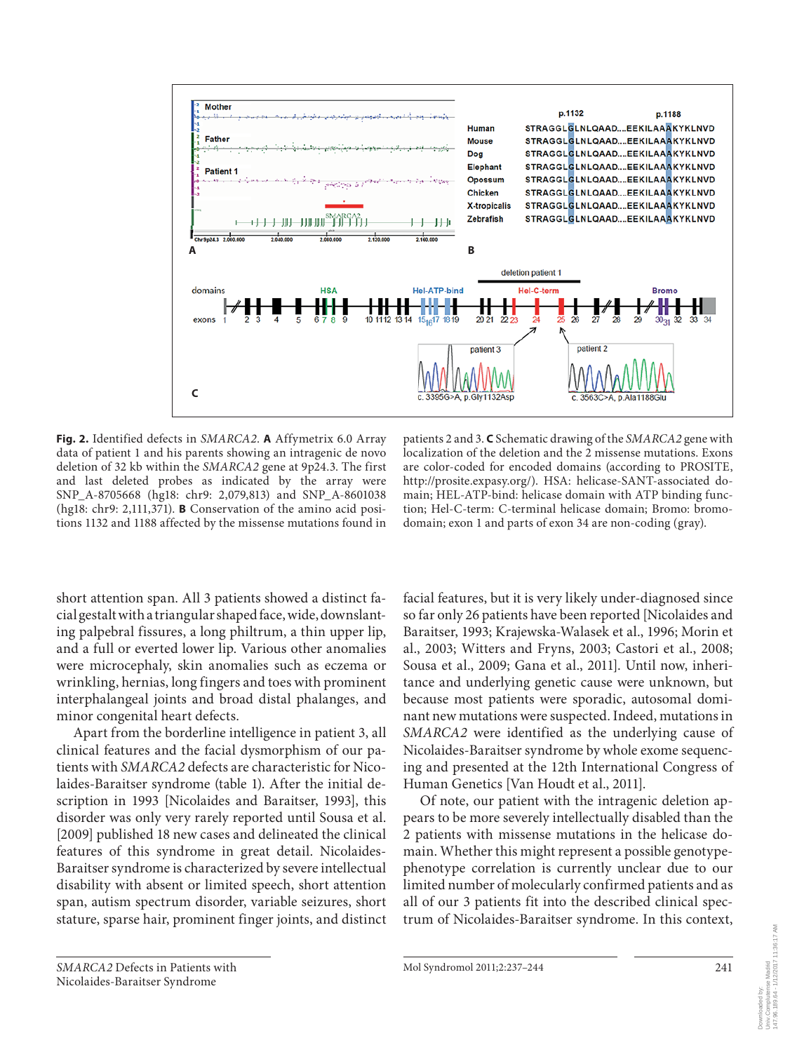**Fig. 2.** Identified defects in *SMARCA2*. **A** Affymetrix 6.0 Array data of patient 1 and his parents showing an intragenic de novo deletion of 32 kb within the *SMARCA2* gene at 9p24.3. The first and last deleted probes as indicated by the array were SNP_A-8705668 (hg18: chr9: 2,079,813) and SNP_A-8601038 (hg18: chr9: 2,111,371). **B** Conservation of the amino acid positions 1132 and 1188 affected by the missense mutations found in patients 2 and 3. **C** Schematic drawing of the *SMARCA2* gene with localization of the deletion and the 2 missense mutations. Exons are color-coded for encoded domains (according to PROSITE, http://prosite.expasy.org/). HSA: helicase-SANT-associated domain; HEL-ATP-bind: helicase domain with ATP binding function; Hel-C-term: C-terminal helicase domain; Bromo: bromodomain; exon 1 and parts of exon 34 are non-coding (gray).

short attention span. All 3 patients showed a distinct facial gestalt with a triangular shaped face, downslanting palpebral fissures, a long philtrum, a thin upper lip, and a full or everted lower lip. Various other anomalies were microcephaly, skin anomalies such as eczema or wrinkling, hernias, long fingers and toes with prominent interphalangeal joints and broad distal phalanges, and minor congenital heart defects.

Apart from the borderline intelligence in patient 3, all clinical features and the facial dysmorphism of our patients with *SMARCA2* defects are characteristic for Nicolaides-Baraitser syndrome (table 1). After the initial description in 1993 [Nicolaides and Baraitser, 1993], this disorder was only very rarely reported until Sousa et al. [2009] published 18 new cases and delineated the clinical features of this syndrome in great detail. Nicolaides-Baraitser syndrome is characterized by severe intellectual disability with absent or limited speech, short attention span, autism spectrum disorder, variable seizures, short stature, sparse hair, prominent finger joints, and distinct facial features, but it is very likely under-diagnosed since so far only 26 patients have been reported [Nicolaides and Baraitser, 1993; Krajewska-Walasek et al., 1996; Morin et al., 2003; Witters and Fryns, 2003; Castori et al., 2008; Sousa et al., 2009; Gana et al., 2011]. Until now, inheritance and underlying genetic cause were unknown, but because most patients were sporadic, autosomal dominant new mutations were suspected. Indeed, mutations in *SMARCA2* were identified as the underlying cause of Nicolaides-Baraitser syndrome by whole exome sequencing and presented at the 12th International Congress of Human Genetics [Van Houdt et al., 2011].

Of note, our patient with the intragenic deletion appears to be more severely intellectually disabled than the 2 patients with missense mutations in the helicase domain. Whether this might represent a possible genotype-phenotype correlation is currently unclear due to our limited number of molecularly confirmed patients and as all of our 3 patients fit into the described clinical spectrum of Nicolaides-Baraitser syndrome. In this context,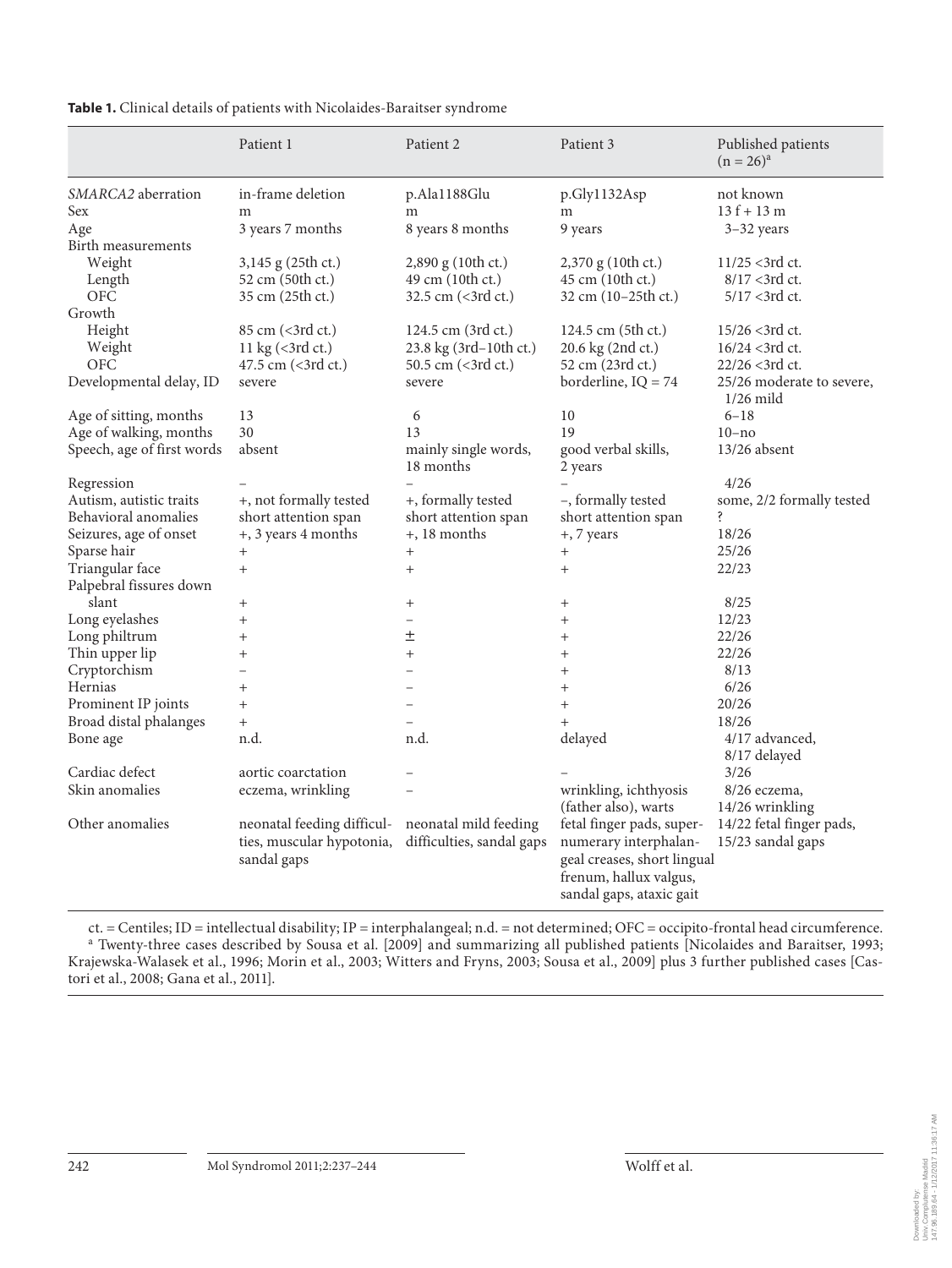**Table 1.** Clinical details of patients with Nicolaides-Baraitser syndrome

| | Patient 1 | Patient 2 | Patient 3 | Published patients (n = 26)[a] |
|---|---|---|---|---|
| *SMARCA2* aberration | in-frame deletion | p.Ala1188Glu | p.Gly1132Asp | not known |
| Sex | m | m | m | 13 f + 13 m |
| Age | 3 years 7 months | 8 years 8 months | 9 years | 3–32 years |
| Birth measurements | | | | |
| Weight | 3,145 g (25th ct.) | 2,890 g (10th ct.) | 2,370 g (10th ct.) | 11/25 <3rd ct. |
| Length | 52 cm (50th ct.) | 49 cm (10th ct.) | 45 cm (10th ct.) | 8/17 <3rd ct. |
| OFC | 35 cm (25th ct.) | 32.5 cm (<3rd ct.) | 32 cm (10–25th ct.) | 5/17 <3rd ct. |
| Growth | | | | |
| Height | 85 cm (<3rd ct.) | 124.5 cm (3rd ct.) | 124.5 cm (5th ct.) | 15/26 <3rd ct. |
| Weight | 11 kg (<3rd ct.) | 23.8 kg (3rd–10th ct.) | 20.6 kg (2nd ct.) | 16/24 <3rd ct. |
| OFC | 47.5 cm (<3rd ct.) | 50.5 cm (<3rd ct.) | 52 cm (23rd ct.) | 22/26 <3rd ct. |
| Developmental delay, ID | severe | severe | borderline, IQ = 74 | 25/26 moderate to severe, 1/26 mild |
| Age of sitting, months | 13 | 6 | 10 | 6–18 |
| Age of walking, months | 30 | 13 | 19 | 10–no |
| Speech, age of first words | absent | mainly single words, 18 months | good verbal skills, 2 years | 13/26 absent |
| Regression | – | – | – | 4/26 |
| Autism, autistic traits | +, not formally tested | +, formally tested | –, formally tested | some, 2/2 formally tested |
| Behavioral anomalies | short attention span | short attention span | short attention span | ? |
| Seizures, age of onset | +, 3 years 4 months | +, 18 months | +, 7 years | 18/26 |
| Sparse hair | + | + | + | 25/26 |
| Triangular face | + | + | + | 22/23 |
| Palpebral fissures down slant | + | + | + | 8/25 |
| Long eyelashes | + | – | + | 12/23 |
| Long philtrum | + | ± | + | 22/26 |
| Thin upper lip | + | + | + | 22/26 |
| Cryptorchism | – | – | + | 8/13 |
| Hernias | + | – | + | 6/26 |
| Prominent IP joints | + | – | + | 20/26 |
| Broad distal phalanges | + | – | + | 18/26 |
| Bone age | n.d. | n.d. | delayed | 4/17 advanced, 8/17 delayed |
| Cardiac defect | aortic coarctation | – | – | 3/26 |
| Skin anomalies | eczema, wrinkling | – | wrinkling, ichthyosis (father also), warts | 8/26 eczema, 14/26 wrinkling |
| Other anomalies | neonatal feeding difficulties, muscular hypotonia, sandal gaps | neonatal mild feeding difficulties, sandal gaps | fetal finger pads, supernumerary interphalangeal creases, short lingual frenum, hallux valgus, sandal gaps, ataxic gait | 14/22 fetal finger pads, 15/23 sandal gaps |

ct. = Centiles; ID = intellectual disability; IP = interphalangeal; n.d. = not determined; OFC = occipito-frontal head circumference.
[a] Twenty-three cases described by Sousa et al. [2009] and summarizing all published patients [Nicolaides and Baraitser, 1993; Krajewska-Walasek et al., 1996; Morin et al., 2003; Witters and Fryns, 2003; Sousa et al., 2009] plus 3 further published cases [Castori et al., 2008; Gana et al., 2011].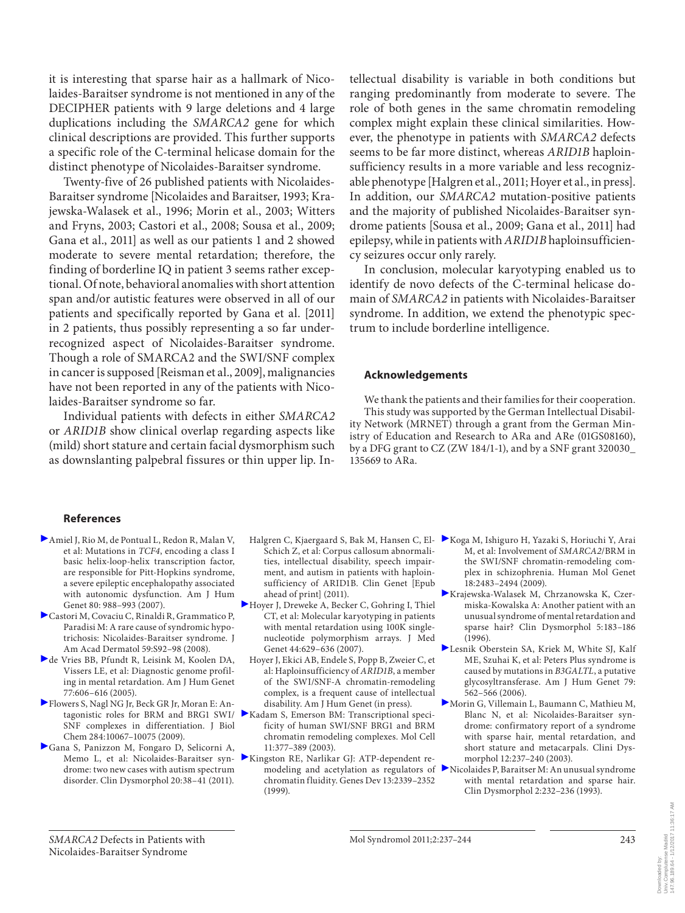it is interesting that sparse hair as a hallmark of Nicolaides-Baraitser syndrome is not mentioned in any of the DECIPHER patients with 9 large deletions and 4 large duplications including the *SMARCA2* gene for which clinical descriptions are provided. This further supports a specific role of the C-terminal helicase domain for the distinct phenotype of Nicolaides-Baraitser syndrome.

Twenty-five of 26 published patients with Nicolaides-Baraitser syndrome [Nicolaides and Baraitser, 1993; Krajewska-Walasek et al., 1996; Morin et al., 2003; Witters and Fryns, 2003; Castori et al., 2008; Sousa et al., 2009; Gana et al., 2011] as well as our patients 1 and 2 showed moderate to severe mental retardation; therefore, the finding of borderline IQ in patient 3 seems rather exceptional. Of note, behavioral anomalies with short attention span and/or autistic features were observed in all of our patients and specifically reported by Gana et al. [2011] in 2 patients, thus possibly representing a so far underrecognized aspect of Nicolaides-Baraitser syndrome. Though a role of SMARCA2 and the SWI/SNF complex in cancer is supposed [Reisman et al., 2009], malignancies have not been reported in any of the patients with Nicolaides-Baraitser syndrome so far.

Individual patients with defects in either *SMARCA2* or *ARID1B* show clinical overlap regarding aspects like (mild) short stature and certain facial dysmorphism such as downslanting palpebral fissures or thin upper lip. Intellectual disability is variable in both conditions but ranging predominantly from moderate to severe. The role of both genes in the same chromatin remodeling complex might explain these clinical similarities. However, the phenotype in patients with *SMARCA2* defects seems to be far more distinct, whereas *ARID1B* haploinsufficiency results in a more variable and less recognizable phenotype [Halgren et al., 2011; Hoyer et al., in press]. In addition, our *SMARCA2* mutation-positive patients and the majority of published Nicolaides-Baraitser syndrome patients [Sousa et al., 2009; Gana et al., 2011] had epilepsy, while in patients with *ARID1B* haploinsufficiency seizures occur only rarely.

In conclusion, molecular karyotyping enabled us to identify de novo defects of the C-terminal helicase domain of *SMARCA2* in patients with Nicolaides-Baraitser syndrome. In addition, we extend the phenotypic spectrum to include borderline intelligence.

## Acknowledgements

We thank the patients and their families for their cooperation. This study was supported by the German Intellectual Disability Network (MRNET) through a grant from the German Ministry of Education and Research to ARa and ARe (01GS08160), by a DFG grant to CZ (ZW 184/1-1), and by a SNF grant 320030_135669 to ARa.

## References

- Amiel J, Rio M, de Pontual L, Redon R, Malan V, et al: Mutations in *TCF4*, encoding a class I basic helix-loop-helix transcription factor, are responsible for Pitt-Hopkins syndrome, a severe epileptic encephalopathy associated with autonomic dysfunction. Am J Hum Genet 80: 988–993 (2007).
- Castori M, Covaciu C, Rinaldi R, Grammatico P, Paradisi M: A rare cause of syndromic hypotrichosis: Nicolaides-Baraitser syndrome. J Am Acad Dermatol 59:S92–98 (2008).
- de Vries BB, Pfundt R, Leisink M, Koolen DA, Vissers LE, et al: Diagnostic genome profiling in mental retardation. Am J Hum Genet 77:606–616 (2005).
- Flowers S, Nagl NG Jr, Beck GR Jr, Moran E: Antagonistic roles for BRM and BRG1 SWI/SNF complexes in differentiation. J Biol Chem 284:10067–10075 (2009).
- Gana S, Panizzon M, Fongaro D, Selicorni A, Memo L, et al: Nicolaides-Baraitser syndrome: two new cases with autism spectrum disorder. Clin Dysmorphol 20:38–41 (2011).
- Halgren C, Kjaergaard S, Bak M, Hansen C, El-Schich Z, et al: Corpus callosum abnormalities, intellectual disability, speech impairment, and autism in patients with haploinsufficiency of ARID1B. Clin Genet [Epub ahead of print] (2011).
- Hoyer J, Dreweke A, Becker C, Gohring I, Thiel CT, et al: Molecular karyotyping in patients with mental retardation using 100K single-nucleotide polymorphism arrays. J Med Genet 44:629–636 (2007).
- Hoyer J, Ekici AB, Endele S, Popp B, Zweier C, et al: Haploinsufficiency of *ARID1B*, a member of the SWI/SNF-A chromatin-remodeling complex, is a frequent cause of intellectual disability. Am J Hum Genet (in press).
- Kadam S, Emerson BM: Transcriptional specificity of human SWI/SNF BRG1 and BRM chromatin remodeling complexes. Mol Cell 11:377–389 (2003).
- Kingston RE, Narlikar GJ: ATP-dependent remodeling and acetylation as regulators of chromatin fluidity. Genes Dev 13:2339–2352 (1999).
- Koga M, Ishiguro H, Yazaki S, Horiuchi Y, Arai M, et al: Involvement of *SMARCA2*/BRM in the SWI/SNF chromatin-remodeling complex in schizophrenia. Human Mol Genet 18:2483–2494 (2009).
- Krajewska-Walasek M, Chrzanowska K, Czermiska-Kowalska A: Another patient with an unusual syndrome of mental retardation and sparse hair? Clin Dysmorphol 5:183–186 (1996).
- Lesnik Oberstein SA, Kriek M, White SJ, Kalf ME, Szuhai K, et al: Peters Plus syndrome is caused by mutations in *B3GALTL*, a putative glycosyltransferase. Am J Hum Genet 79: 562–566 (2006).
- Morin G, Villemain L, Baumann C, Mathieu M, Blanc N, et al: Nicolaides-Baraitser syndrome: confirmatory report of a syndrome with sparse hair, mental retardation, and short stature and metacarpals. Clini Dysmorphol 12:237–240 (2003).
- Nicolaides P, Baraitser M: An unusual syndrome with mental retardation and sparse hair. Clin Dysmorphol 2:232–236 (1993).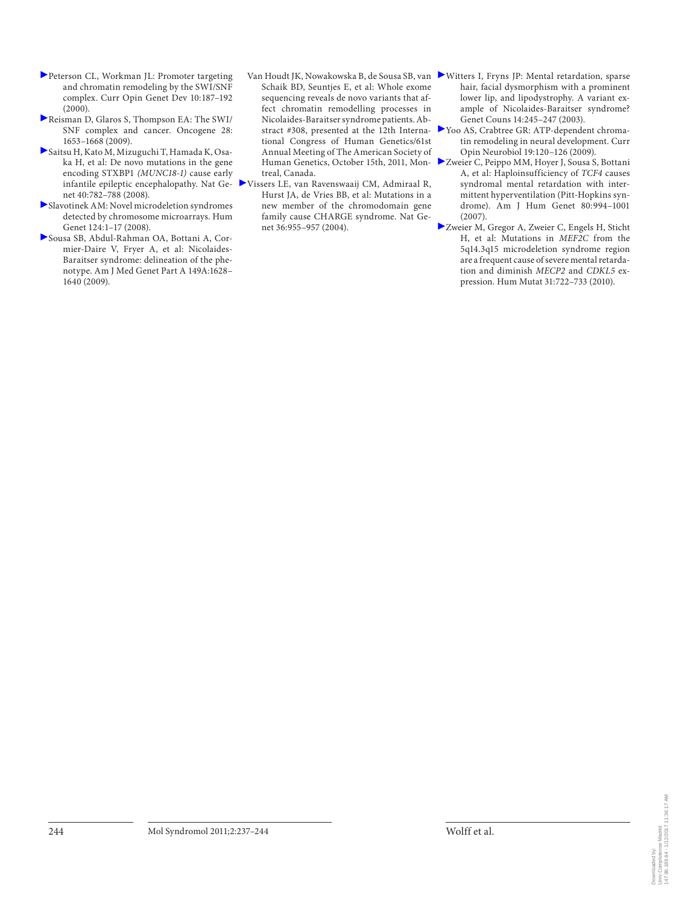- Peterson CL, Workman JL: Promoter targeting and chromatin remodeling by the SWI/SNF complex. Curr Opin Genet Dev 10:187–192 (2000).
- Reisman D, Glaros S, Thompson EA: The SWI/SNF complex and cancer. Oncogene 28: 1653–1668 (2009).
- Saitsu H, Kato M, Mizuguchi T, Hamada K, Osaka H, et al: De novo mutations in the gene encoding STXBP1 *(MUNC18-1)* cause early infantile epileptic encephalopathy. Nat Genet 40:782–788 (2008).
- Slavotinek AM: Novel microdeletion syndromes detected by chromosome microarrays. Hum Genet 124:1–17 (2008).
- Sousa SB, Abdul-Rahman OA, Bottani A, Cormier-Daire V, Fryer A, et al: Nicolaides-Baraitser syndrome: delineation of the phenotype. Am J Med Genet Part A 149A:1628–1640 (2009).
- Van Houdt JK, Nowakowska B, de Sousa SB, van Schaik BD, Seuntjes E, et al: Whole exome sequencing reveals de novo variants that affect chromatin remodelling processes in Nicolaides-Baraitser syndrome patients. Abstract #308, presented at the 12th International Congress of Human Genetics/61st Annual Meeting of The American Society of Human Genetics, October 15th, 2011, Montreal, Canada.
- Vissers LE, van Ravenswaaij CM, Admiraal R, Hurst JA, de Vries BB, et al: Mutations in a new member of the chromodomain gene family cause CHARGE syndrome. Nat Genet 36:955–957 (2004).
- Witters I, Fryns JP: Mental retardation, sparse hair, facial dysmorphism with a prominent lower lip, and lipodystrophy. A variant example of Nicolaides-Baraitser syndrome? Genet Couns 14:245–247 (2003).
- Yoo AS, Crabtree GR: ATP-dependent chromatin remodeling in neural development. Curr Opin Neurobiol 19:120–126 (2009).
- Zweier C, Peippo MM, Hoyer J, Sousa S, Bottani A, et al: Haploinsufficiency of *TCF4* causes syndromal mental retardation with intermittent hyperventilation (Pitt-Hopkins syndrome). Am J Hum Genet 80:994–1001 (2007).
- Zweier M, Gregor A, Zweier C, Engels H, Sticht H, et al: Mutations in *MEF2C* from the 5q14.3q15 microdeletion syndrome region are a frequent cause of severe mental retardation and diminish *MECP2* and *CDKL5* expression. Hum Mutat 31:722–733 (2010).